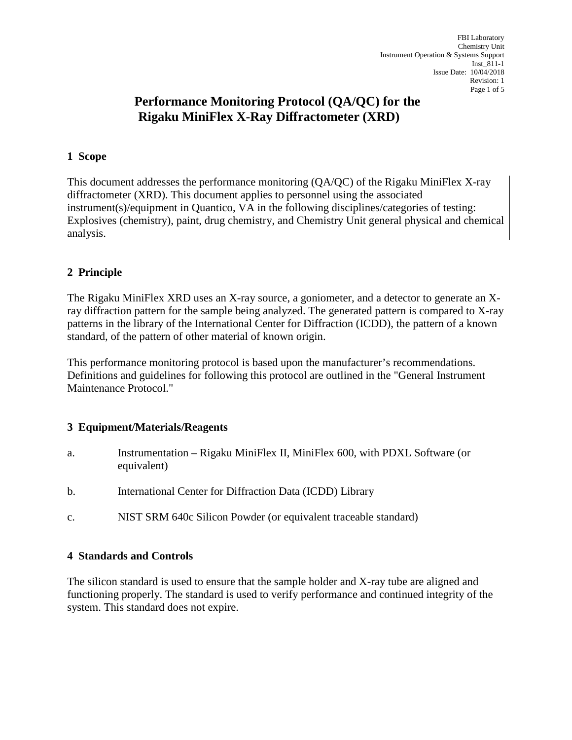# Performance Monitoring Protocol (QA/QC) for the Rigaku MiniFlex X-Ray Diffractometer (XRD)

## 1 Scope

This document addresses the performance monitoring (QA/QC) of the Rigaku MiniFlex X-ray diffractometer (XRD). This document applies to personnel using the associated instrument(s)/equipment in Quantico, VA in the following disciplines/categories of testing: Explosives (chemistry), paint, drug chemistry, and Chemistry Unit general physical and chemical analysis.

## 2 Principle

The Rigaku MiniFlex XRD uses an X-ray source, a goniometer, and a detector to generate an X-ray diffraction pattern for the sample being analyzed. The generated pattern is compared to X-ray patterns in the library of the International Center for Diffraction (ICDD), the pattern of a known standard, of the pattern of other material of known origin.

This performance monitoring protocol is based upon the manufacturer's recommendations. Definitions and guidelines for following this protocol are outlined in the "General Instrument Maintenance Protocol."

## 3 Equipment/Materials/Reagents

a. Instrumentation – Rigaku MiniFlex II, MiniFlex 600, with PDXL Software (or equivalent)

b. International Center for Diffraction Data (ICDD) Library

c. NIST SRM 640c Silicon Powder (or equivalent traceable standard)

## 4 Standards and Controls

The silicon standard is used to ensure that the sample holder and X-ray tube are aligned and functioning properly. The standard is used to verify performance and continued integrity of the system. This standard does not expire.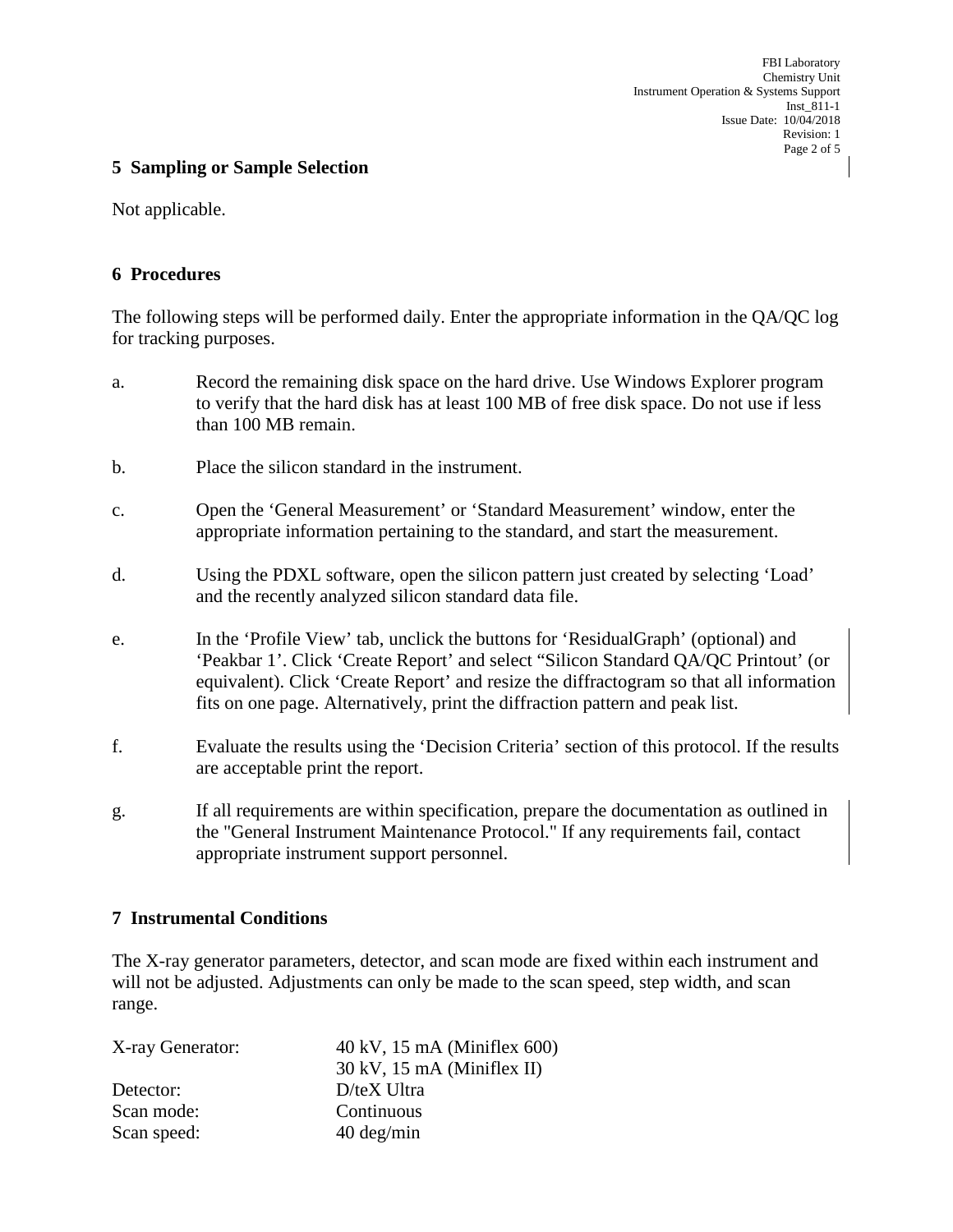## 5 Sampling or Sample Selection

Not applicable.

## 6 Procedures

The following steps will be performed daily. Enter the appropriate information in the QA/QC log for tracking purposes.

a. Record the remaining disk space on the hard drive. Use Windows Explorer program to verify that the hard disk has at least 100 MB of free disk space. Do not use if less than 100 MB remain.

b. Place the silicon standard in the instrument.

c. Open the 'General Measurement' or 'Standard Measurement' window, enter the appropriate information pertaining to the standard, and start the measurement.

d. Using the PDXL software, open the silicon pattern just created by selecting 'Load' and the recently analyzed silicon standard data file.

e. In the 'Profile View' tab, unclick the buttons for 'ResidualGraph' (optional) and 'Peakbar 1'. Click 'Create Report' and select "Silicon Standard QA/QC Printout' (or equivalent). Click 'Create Report' and resize the diffractogram so that all information fits on one page. Alternatively, print the diffraction pattern and peak list.

f. Evaluate the results using the 'Decision Criteria' section of this protocol. If the results are acceptable print the report.

g. If all requirements are within specification, prepare the documentation as outlined in the "General Instrument Maintenance Protocol." If any requirements fail, contact appropriate instrument support personnel.

## 7 Instrumental Conditions

The X-ray generator parameters, detector, and scan mode are fixed within each instrument and will not be adjusted. Adjustments can only be made to the scan speed, step width, and scan range.

| | |
|---|---|
| X-ray Generator: | 40 kV, 15 mA (Miniflex 600)<br>30 kV, 15 mA (Miniflex II) |
| Detector: | D/teX Ultra |
| Scan mode: | Continuous |
| Scan speed: | 40 deg/min |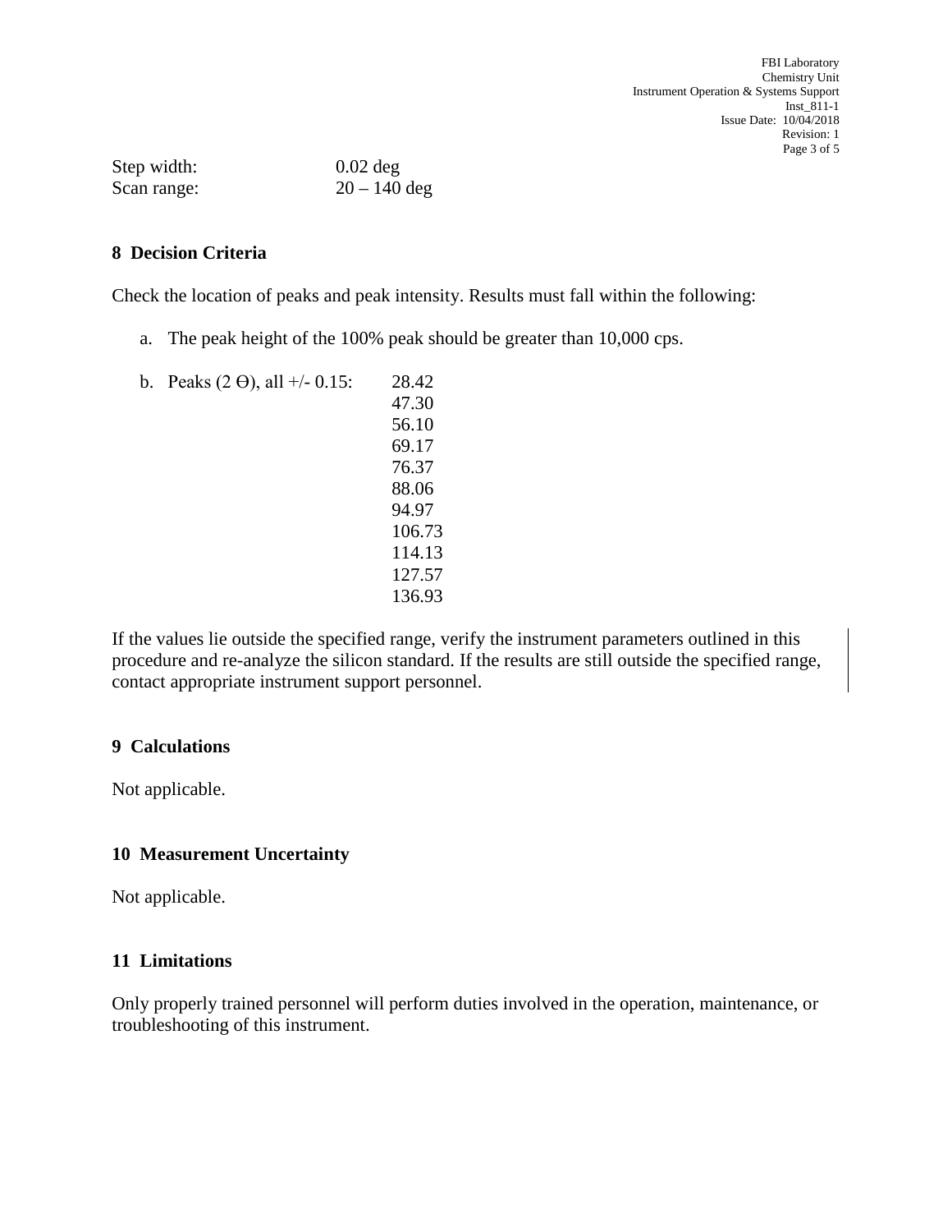Step width: 0.02 deg
Scan range: 20 – 140 deg

## 8 Decision Criteria

Check the location of peaks and peak intensity. Results must fall within the following:

a. The peak height of the 100% peak should be greater than 10,000 cps.

b. Peaks (2 Θ), all +/- 0.15:
   28.42
   47.30
   56.10
   69.17
   76.37
   88.06
   94.97
   106.73
   114.13
   127.57
   136.93

If the values lie outside the specified range, verify the instrument parameters outlined in this procedure and re-analyze the silicon standard. If the results are still outside the specified range, contact appropriate instrument support personnel.

## 9 Calculations

Not applicable.

## 10 Measurement Uncertainty

Not applicable.

## 11 Limitations

Only properly trained personnel will perform duties involved in the operation, maintenance, or troubleshooting of this instrument.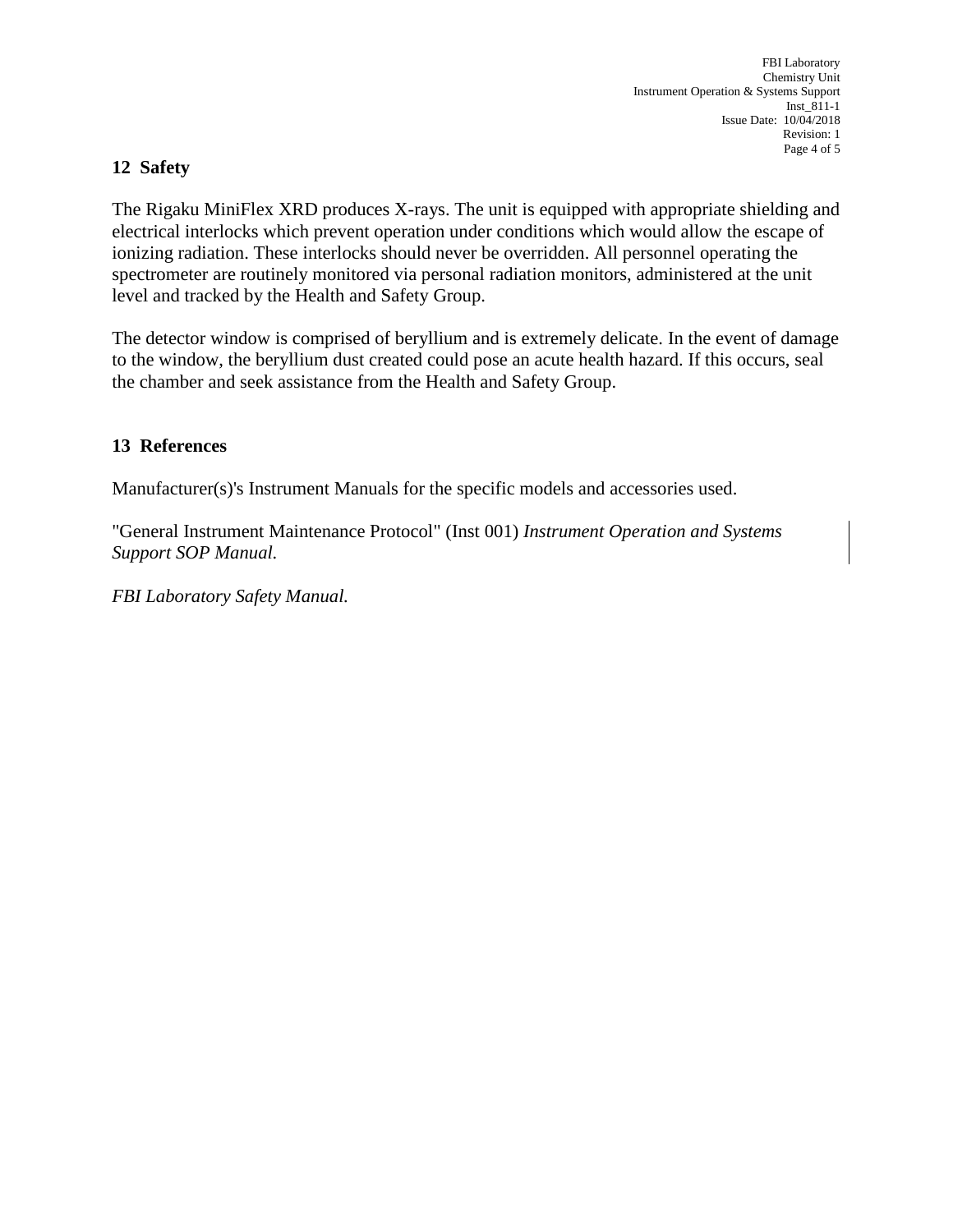## 12 Safety

The Rigaku MiniFlex XRD produces X-rays. The unit is equipped with appropriate shielding and electrical interlocks which prevent operation under conditions which would allow the escape of ionizing radiation. These interlocks should never be overridden. All personnel operating the spectrometer are routinely monitored via personal radiation monitors, administered at the unit level and tracked by the Health and Safety Group.

The detector window is comprised of beryllium and is extremely delicate. In the event of damage to the window, the beryllium dust created could pose an acute health hazard. If this occurs, seal the chamber and seek assistance from the Health and Safety Group.

## 13 References

Manufacturer(s)'s Instrument Manuals for the specific models and accessories used.

"General Instrument Maintenance Protocol" (Inst 001) *Instrument Operation and Systems Support SOP Manual*.

*FBI Laboratory Safety Manual.*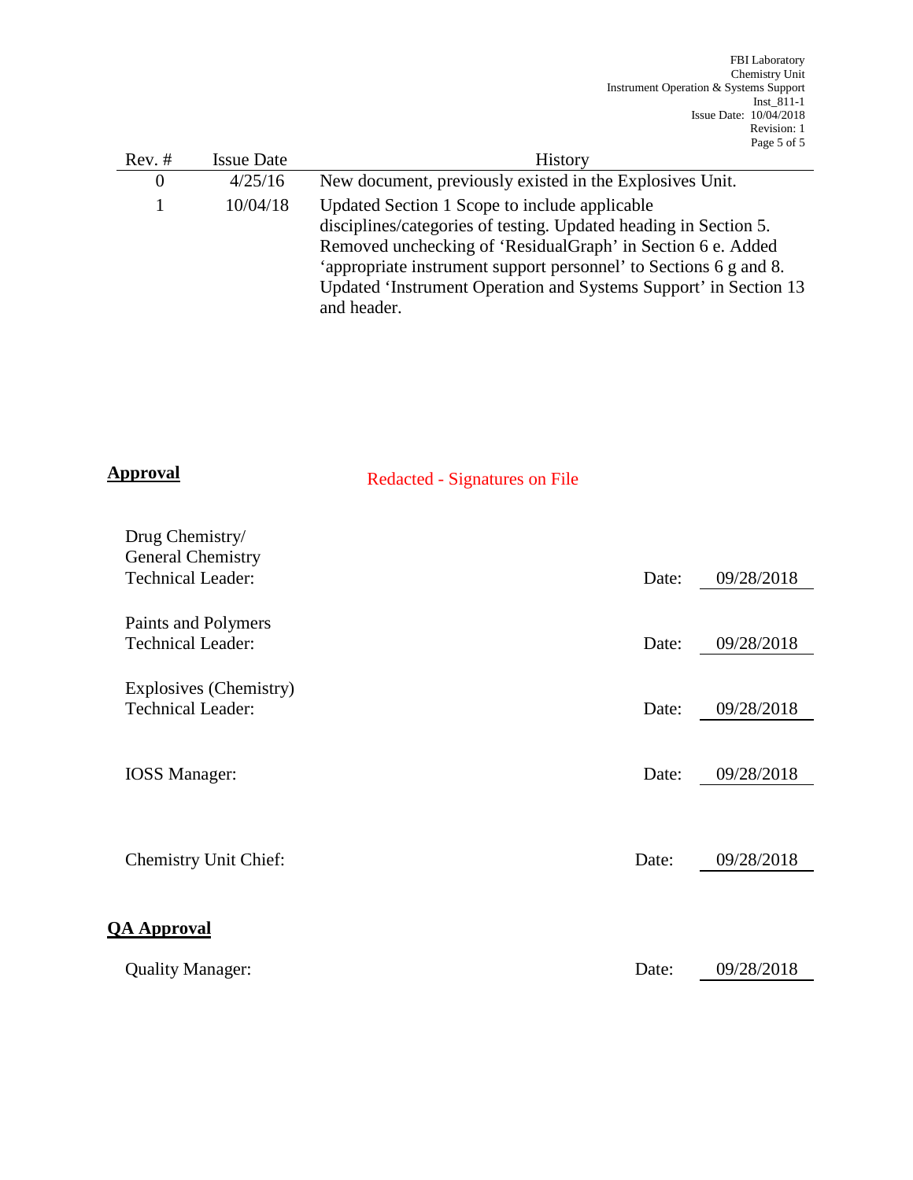| Rev. # | Issue Date | History |
| --- | --- | --- |
| 0 | 4/25/16 | New document, previously existed in the Explosives Unit. |
| 1 | 10/04/18 | Updated Section 1 Scope to include applicable disciplines/categories of testing. Updated heading in Section 5. Removed unchecking of 'ResidualGraph' in Section 6 e. Added 'appropriate instrument support personnel' to Sections 6 g and 8. Updated 'Instrument Operation and Systems Support' in Section 13 and header. |

## Approval

Redacted - Signatures on File

Drug Chemistry/
General Chemistry
Technical Leader: Date: 09/28/2018

Paints and Polymers
Technical Leader: Date: 09/28/2018

Explosives (Chemistry)
Technical Leader: Date: 09/28/2018

IOSS Manager: Date: 09/28/2018

Chemistry Unit Chief: Date: 09/28/2018

## QA Approval

Quality Manager: Date: 09/28/2018